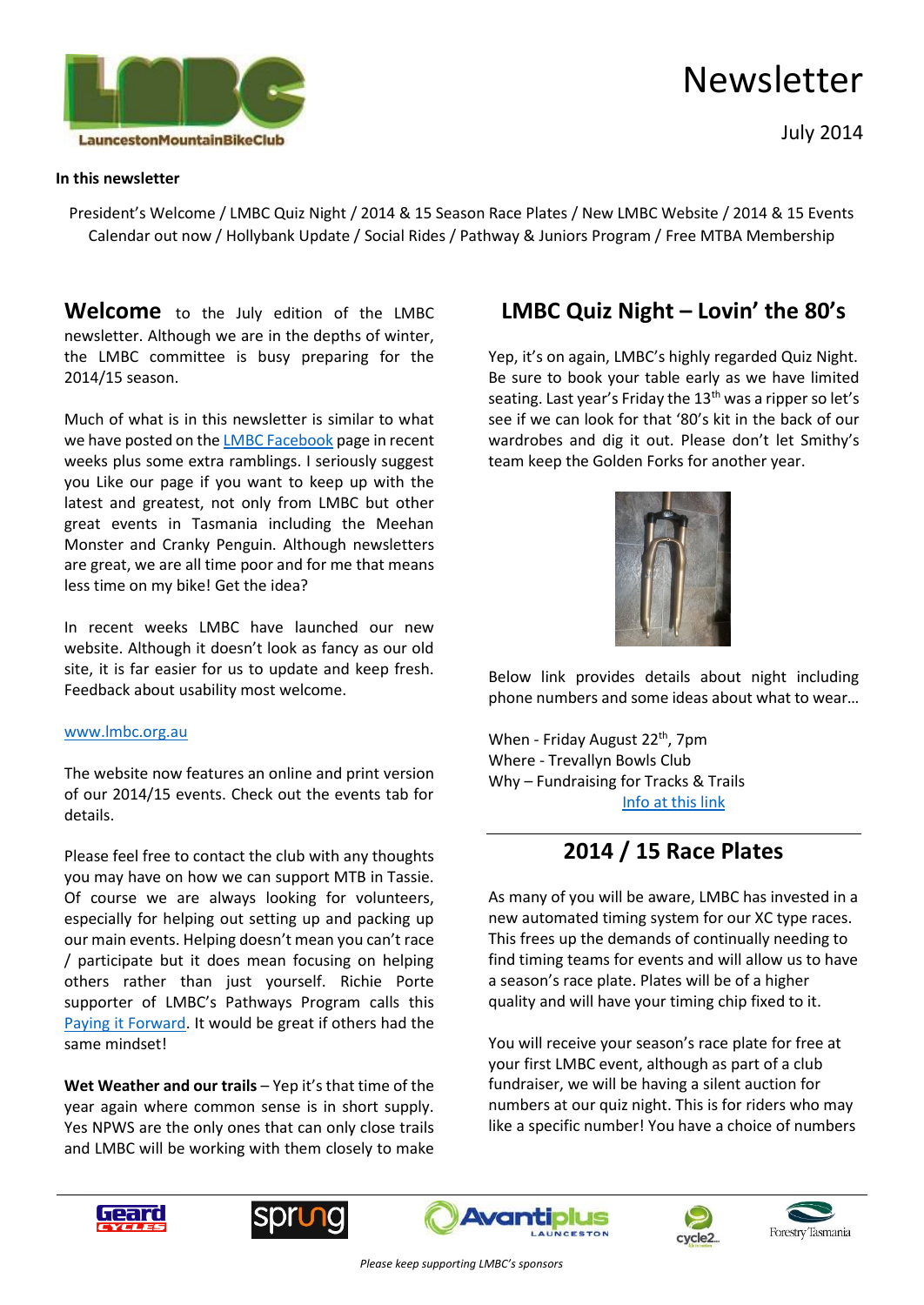# Newsletter

July 2014

**In this newsletter**

President's Welcome / LMBC Quiz Night / 2014 & 15 Season Race Plates / New LMBC Website / 2014 & 15 Events Calendar out now / Hollybank Update / Social Rides / Pathway & Juniors Program / Free MTBA Membership

**Welcome** to the July edition of the LMBC newsletter. Although we are in the depths of winter, the LMBC committee is busy preparing for the 2014/15 season.

Much of what is in this newsletter is similar to what we have posted on the LMBC Facebook page in recent weeks plus some extra ramblings. I seriously suggest you Like our page if you want to keep up with the latest and greatest, not only from LMBC but other great events in Tasmania including the Meehan Monster and Cranky Penguin. Although newsletters are great, we are all time poor and for me that means less time on my bike! Get the idea?

In recent weeks LMBC have launched our new website. Although it doesn't look as fancy as our old site, it is far easier for us to update and keep fresh. Feedback about usability most welcome.

www.lmbc.org.au

The website now features an online and print version of our 2014/15 events. Check out the events tab for details.

Please feel free to contact the club with any thoughts you may have on how we can support MTB in Tassie. Of course we are always looking for volunteers, especially for helping out setting up and packing up our main events. Helping doesn't mean you can't race / participate but it does mean focusing on helping others rather than just yourself. Richie Porte supporter of LMBC's Pathways Program calls this Paying it Forward. It would be great if others had the same mindset!

**Wet Weather and our trails** – Yep it's that time of the year again where common sense is in short supply. Yes NPWS are the only ones that can only close trails and LMBC will be working with them closely to make

## LMBC Quiz Night – Lovin' the 80's

Yep, it's on again, LMBC's highly regarded Quiz Night. Be sure to book your table early as we have limited seating. Last year's Friday the 13th was a ripper so let's see if we can look for that '80's kit in the back of our wardrobes and dig it out. Please don't let Smithy's team keep the Golden Forks for another year.

Below link provides details about night including phone numbers and some ideas about what to wear…

When - Friday August 22nd, 7pm
Where - Trevallyn Bowls Club
Why – Fundraising for Tracks & Trails
Info at this link

## 2014 / 15 Race Plates

As many of you will be aware, LMBC has invested in a new automated timing system for our XC type races. This frees up the demands of continually needing to find timing teams for events and will allow us to have a season's race plate. Plates will be of a higher quality and will have your timing chip fixed to it.

You will receive your season's race plate for free at your first LMBC event, although as part of a club fundraiser, we will be having a silent auction for numbers at our quiz night. This is for riders who may like a specific number! You have a choice of numbers

*Please keep supporting LMBC's sponsors*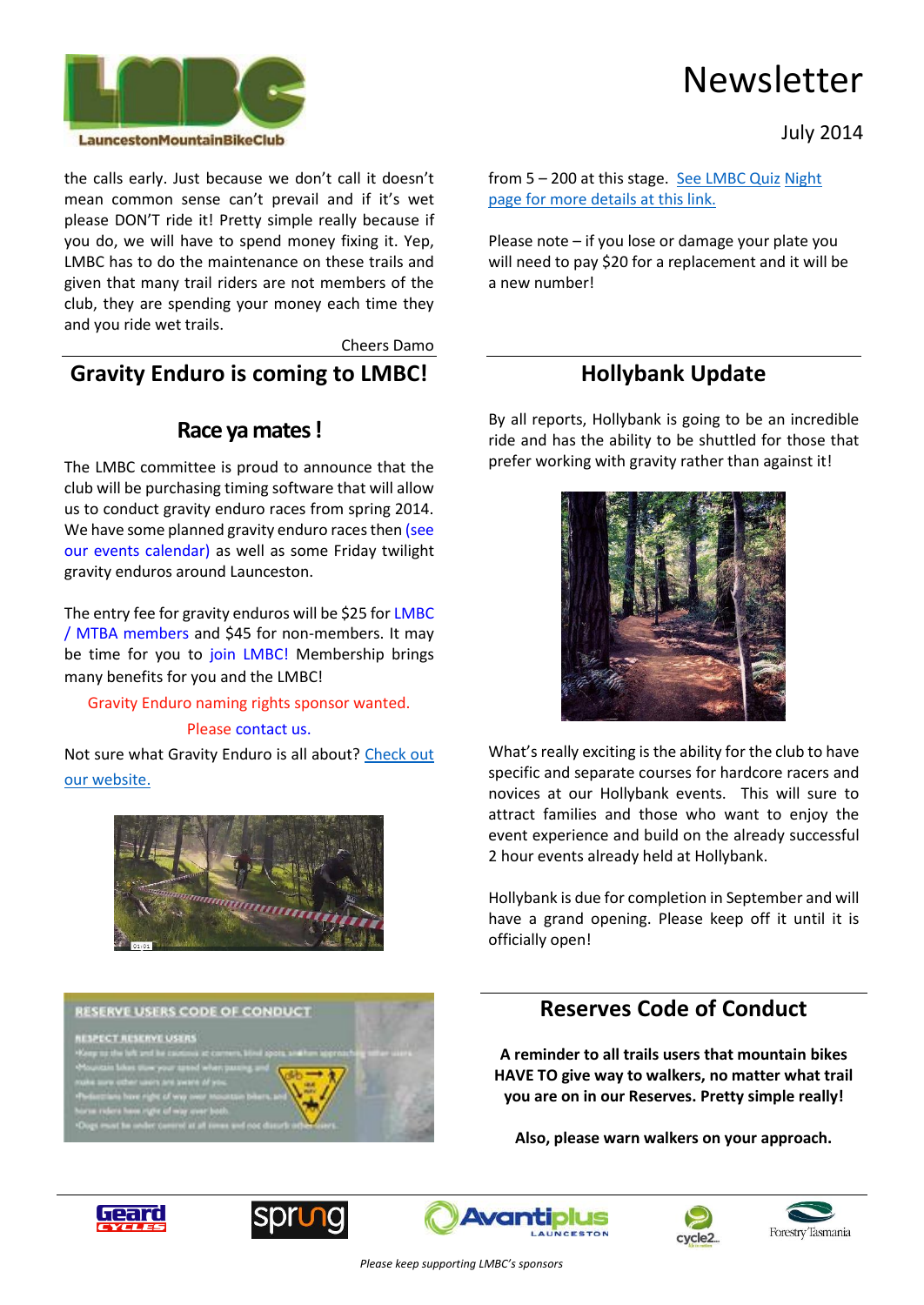the calls early. Just because we don't call it doesn't mean common sense can't prevail and if it's wet please DON'T ride it! Pretty simple really because if you do, we will have to spend money fixing it. Yep, LMBC has to do the maintenance on these trails and given that many trail riders are not members of the club, they are spending your money each time they and you ride wet trails.

Cheers Damo

## Gravity Enduro is coming to LMBC!

### Race ya mates !

The LMBC committee is proud to announce that the club will be purchasing timing software that will allow us to conduct gravity enduro races from spring 2014. We have some planned gravity enduro races then (see our events calendar) as well as some Friday twilight gravity enduros around Launceston.

The entry fee for gravity enduros will be $25 for LMBC / MTBA members and $45 for non-members. It may be time for you to join LMBC! Membership brings many benefits for you and the LMBC!

Gravity Enduro naming rights sponsor wanted.

Please contact us.

Not sure what Gravity Enduro is all about? Check out our website.

from 5 – 200 at this stage. See LMBC Quiz Night page for more details at this link.

Please note – if you lose or damage your plate you will need to pay $20 for a replacement and it will be a new number!

## Hollybank Update

By all reports, Hollybank is going to be an incredible ride and has the ability to be shuttled for those that prefer working with gravity rather than against it!

What's really exciting is the ability for the club to have specific and separate courses for hardcore racers and novices at our Hollybank events. This will sure to attract families and those who want to enjoy the event experience and build on the already successful 2 hour events already held at Hollybank.

Hollybank is due for completion in September and will have a grand opening. Please keep off it until it is officially open!

## Reserves Code of Conduct

**A reminder to all trails users that mountain bikes HAVE TO give way to walkers, no matter what trail you are on in our Reserves. Pretty simple really!**

**Also, please warn walkers on your approach.**

*Please keep supporting LMBC's sponsors*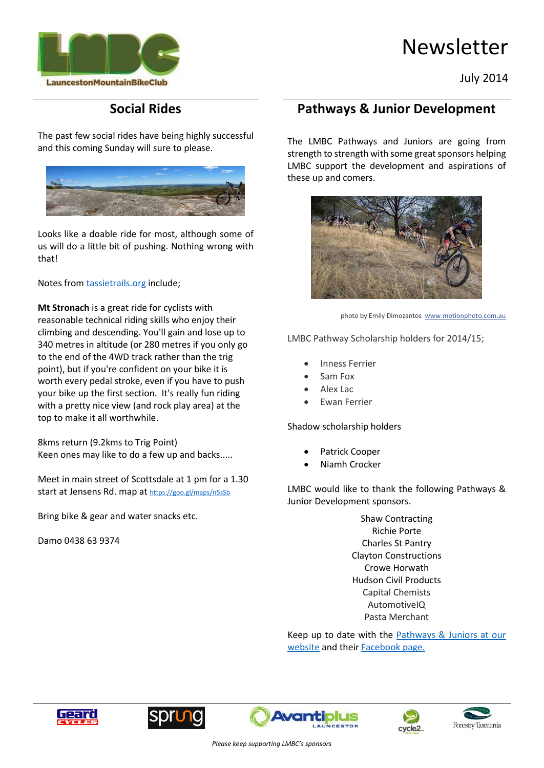# Newsletter

July 2014

## Social Rides

The past few social rides have being highly successful and this coming Sunday will sure to please.

Looks like a doable ride for most, although some of us will do a little bit of pushing. Nothing wrong with that!

Notes from [tassietrails.org](tassietrails.org) include;

**Mt Stronach** is a great ride for cyclists with reasonable technical riding skills who enjoy their climbing and descending. You'll gain and lose up to 340 metres in altitude (or 280 metres if you only go to the end of the 4WD track rather than the trig point), but if you're confident on your bike it is worth every pedal stroke, even if you have to push your bike up the first section. It's really fun riding with a pretty nice view (and rock play area) at the top to make it all worthwhile.

8kms return (9.2kms to Trig Point)
Keen ones may like to do a few up and backs.....

Meet in main street of Scottsdale at 1 pm for a 1.30 start at Jensens Rd. map at [https://goo.gl/maps/n5sSb](https://goo.gl/maps/n5sSb)

Bring bike & gear and water snacks etc.

Damo 0438 63 9374

## Pathways & Junior Development

The LMBC Pathways and Juniors are going from strength to strength with some great sponsors helping LMBC support the development and aspirations of these up and comers.

photo by Emily Dimozantos [www.motionphoto.com.au](www.motionphoto.com.au)

LMBC Pathway Scholarship holders for 2014/15;

- Inness Ferrier
- Sam Fox
- Alex Lac
- Ewan Ferrier

Shadow scholarship holders

- Patrick Cooper
- Niamh Crocker

LMBC would like to thank the following Pathways & Junior Development sponsors.

Shaw Contracting
Richie Porte
Charles St Pantry
Clayton Constructions
Crowe Horwath
Hudson Civil Products
Capital Chemists
AutomotiveIQ
Pasta Merchant

Keep up to date with the Pathways & Juniors at our website and their Facebook page.

*Please keep supporting LMBC's sponsors*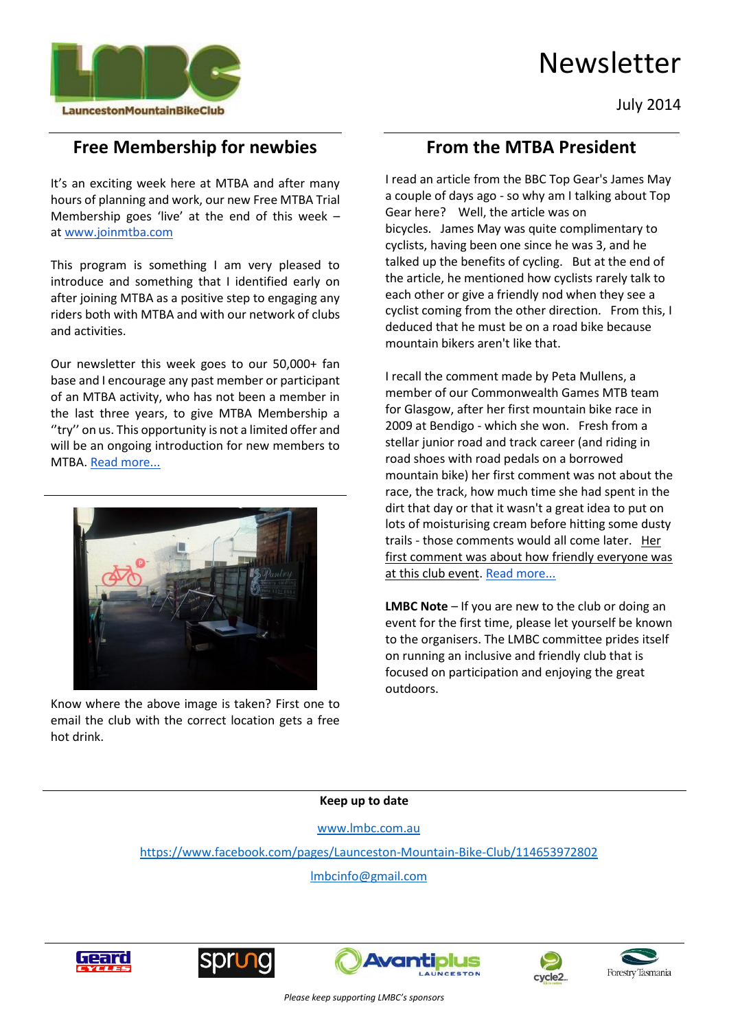Newsletter

July 2014

## Free Membership for newbies

It's an exciting week here at MTBA and after many hours of planning and work, our new Free MTBA Trial Membership goes 'live' at the end of this week – at www.joinmtba.com

This program is something I am very pleased to introduce and something that I identified early on after joining MTBA as a positive step to engaging any riders both with MTBA and with our network of clubs and activities.

Our newsletter this week goes to our 50,000+ fan base and I encourage any past member or participant of an MTBA activity, who has not been a member in the last three years, to give MTBA Membership a ''try'' on us. This opportunity is not a limited offer and will be an ongoing introduction for new members to MTBA. Read more...

Know where the above image is taken? First one to email the club with the correct location gets a free hot drink.

## From the MTBA President

I read an article from the BBC Top Gear's James May a couple of days ago - so why am I talking about Top Gear here? Well, the article was on bicycles. James May was quite complimentary to cyclists, having been one since he was 3, and he talked up the benefits of cycling. But at the end of the article, he mentioned how cyclists rarely talk to each other or give a friendly nod when they see a cyclist coming from the other direction. From this, I deduced that he must be on a road bike because mountain bikers aren't like that.

I recall the comment made by Peta Mullens, a member of our Commonwealth Games MTB team for Glasgow, after her first mountain bike race in 2009 at Bendigo - which she won. Fresh from a stellar junior road and track career (and riding in road shoes with road pedals on a borrowed mountain bike) her first comment was not about the race, the track, how much time she had spent in the dirt that day or that it wasn't a great idea to put on lots of moisturising cream before hitting some dusty trails - those comments would all come later. Her first comment was about how friendly everyone was at this club event. Read more...

**LMBC Note** – If you are new to the club or doing an event for the first time, please let yourself be known to the organisers. The LMBC committee prides itself on running an inclusive and friendly club that is focused on participation and enjoying the great outdoors.

**Keep up to date**

www.lmbc.com.au

https://www.facebook.com/pages/Launceston-Mountain-Bike-Club/114653972802

lmbcinfo@gmail.com

*Please keep supporting LMBC's sponsors*